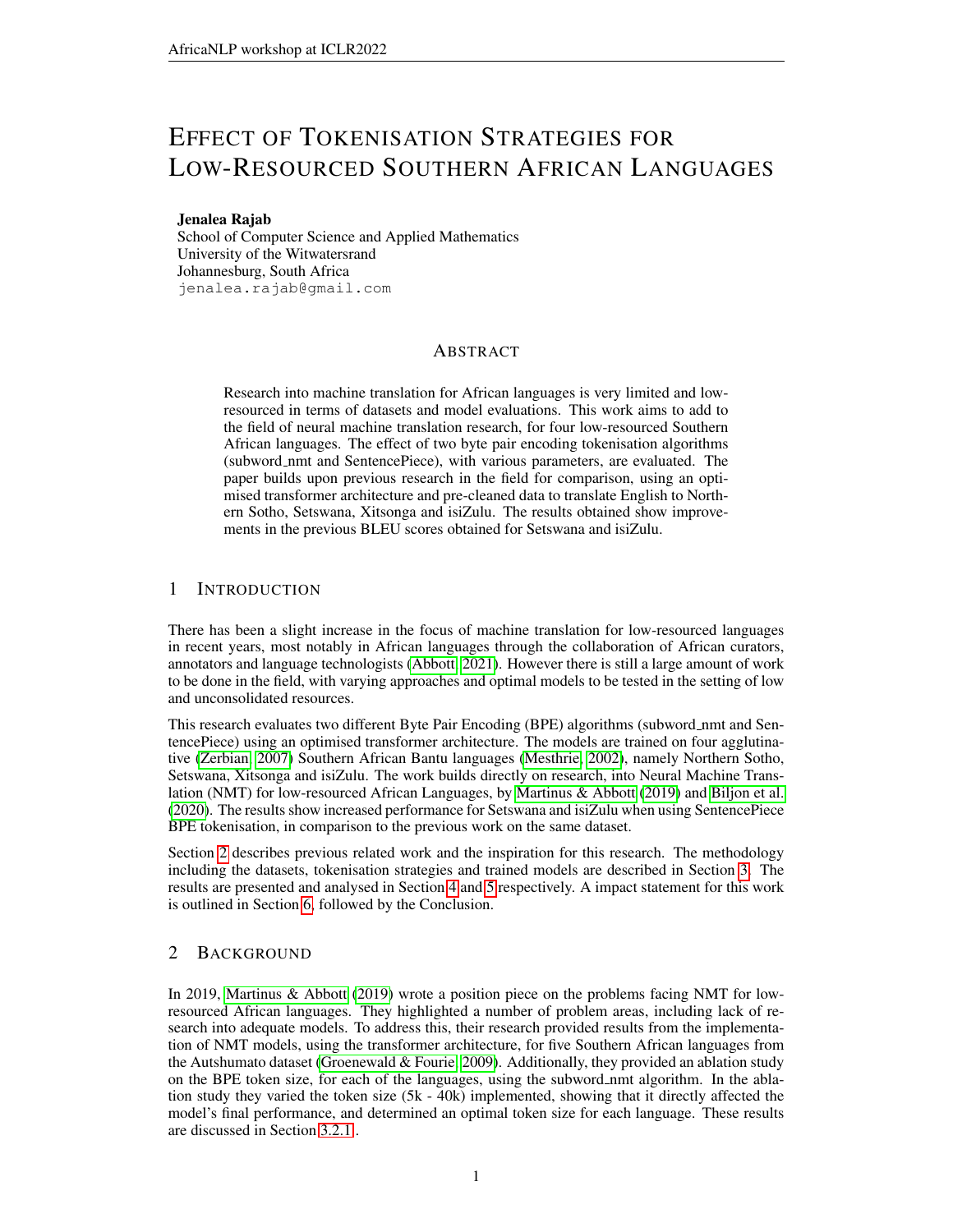# Effect of Tokenisation Strategies for Low-Resourced Southern African Languages

**Jenalea Rajab**
School of Computer Science and Applied Mathematics
University of the Witwatersrand
Johannesburg, South Africa
jenalea.rajab@gmail.com

## Abstract

Research into machine translation for African languages is very limited and low-resourced in terms of datasets and model evaluations. This work aims to add to the field of neural machine translation research, for four low-resourced Southern African languages. The effect of two byte pair encoding tokenisation algorithms (subword_nmt and SentencePiece), with various parameters, are evaluated. The paper builds upon previous research in the field for comparison, using an optimised transformer architecture and pre-cleaned data to translate English to Northern Sotho, Setswana, Xitsonga and isiZulu. The results obtained show improvements in the previous BLEU scores obtained for Setswana and isiZulu.

## 1 Introduction

There has been a slight increase in the focus of machine translation for low-resourced languages in recent years, most notably in African languages through the collaboration of African curators, annotators and language technologists (Abbott, 2021). However there is still a large amount of work to be done in the field, with varying approaches and optimal models to be tested in the setting of low and unconsolidated resources.

This research evaluates two different Byte Pair Encoding (BPE) algorithms (subword_nmt and SentencePiece) using an optimised transformer architecture. The models are trained on four agglutinative (Zerbian, 2007) Southern African Bantu languages (Mesthrie, 2002), namely Northern Sotho, Setswana, Xitsonga and isiZulu. The work builds directly on research, into Neural Machine Translation (NMT) for low-resourced African Languages, by Martinus & Abbott (2019) and Biljon et al. (2020). The results show increased performance for Setswana and isiZulu when using SentencePiece BPE tokenisation, in comparison to the previous work on the same dataset.

Section 2 describes previous related work and the inspiration for this research. The methodology including the datasets, tokenisation strategies and trained models are described in Section 3. The results are presented and analysed in Section 4 and 5 respectively. A impact statement for this work is outlined in Section 6, followed by the Conclusion.

## 2 Background

In 2019, Martinus & Abbott (2019) wrote a position piece on the problems facing NMT for low-resourced African languages. They highlighted a number of problem areas, including lack of research into adequate models. To address this, their research provided results from the implementation of NMT models, using the transformer architecture, for five Southern African languages from the Autshumato dataset (Groenewald & Fourie, 2009). Additionally, they provided an ablation study on the BPE token size, for each of the languages, using the subword_nmt algorithm. In the ablation study they varied the token size (5k - 40k) implemented, showing that it directly affected the model's final performance, and determined an optimal token size for each language. These results are discussed in Section 3.2.1.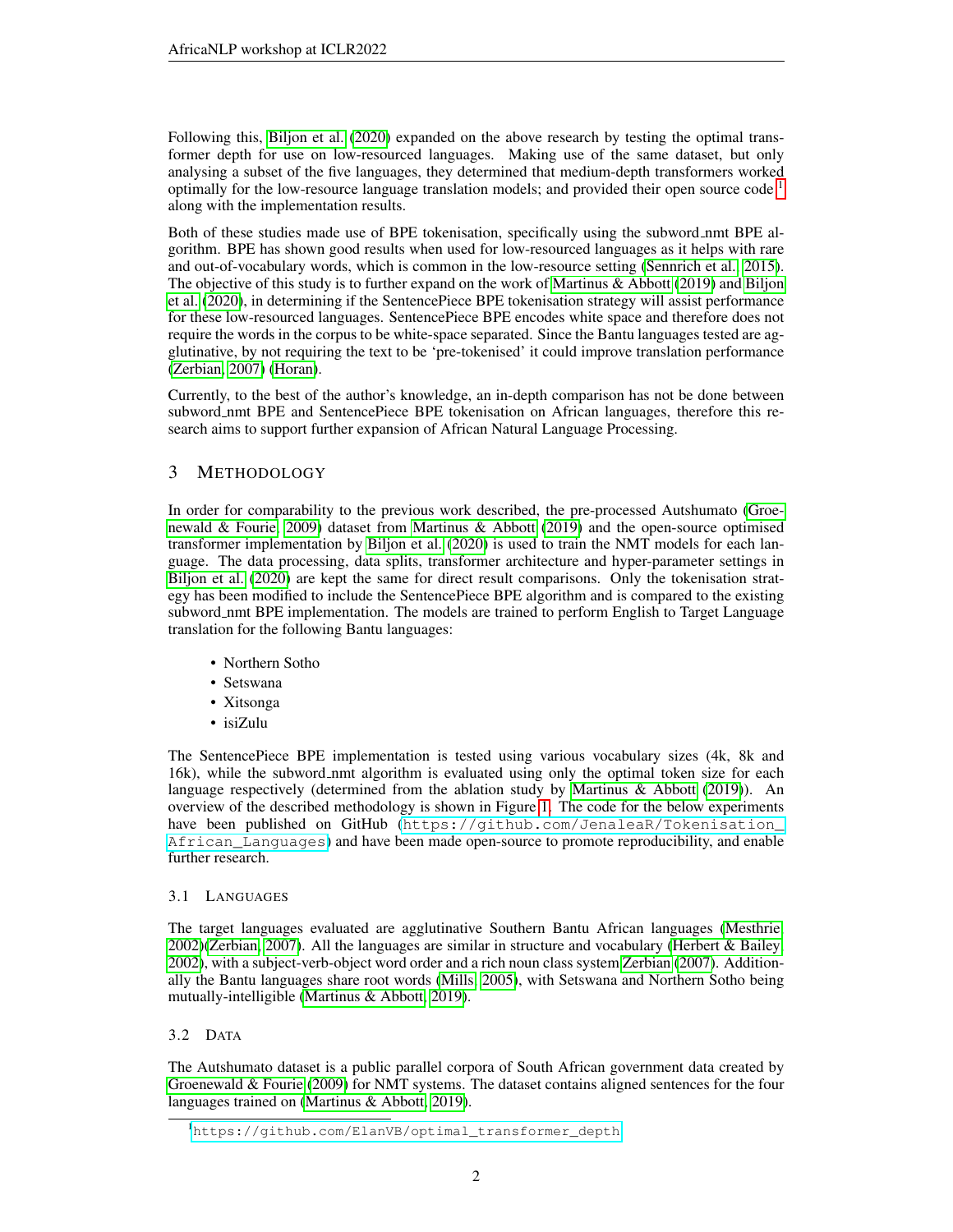Following this, Biljon et al. (2020) expanded on the above research by testing the optimal transformer depth for use on low-resourced languages. Making use of the same dataset, but only analysing a subset of the five languages, they determined that medium-depth transformers worked optimally for the low-resource language translation models; and provided their open source code [1] along with the implementation results.

Both of these studies made use of BPE tokenisation, specifically using the subword_nmt BPE algorithm. BPE has shown good results when used for low-resourced languages as it helps with rare and out-of-vocabulary words, which is common in the low-resource setting (Sennrich et al., 2015). The objective of this study is to further expand on the work of Martinus & Abbott (2019) and Biljon et al. (2020), in determining if the SentencePiece BPE tokenisation strategy will assist performance for these low-resourced languages. SentencePiece BPE encodes white space and therefore does not require the words in the corpus to be white-space separated. Since the Bantu languages tested are agglutinative, by not requiring the text to be 'pre-tokenised' it could improve translation performance (Zerbian, 2007) (Horan).

Currently, to the best of the author's knowledge, an in-depth comparison has not be done between subword_nmt BPE and SentencePiece BPE tokenisation on African languages, therefore this research aims to support further expansion of African Natural Language Processing.

## 3 Methodology

In order for comparability to the previous work described, the pre-processed Autshumato (Groenewald & Fourie, 2009) dataset from Martinus & Abbott (2019) and the open-source optimised transformer implementation by Biljon et al. (2020) is used to train the NMT models for each language. The data processing, data splits, transformer architecture and hyper-parameter settings in Biljon et al. (2020) are kept the same for direct result comparisons. Only the tokenisation strategy has been modified to include the SentencePiece BPE algorithm and is compared to the existing subword_nmt BPE implementation. The models are trained to perform English to Target Language translation for the following Bantu languages:

- Northern Sotho
- Setswana
- Xitsonga
- isiZulu

The SentencePiece BPE implementation is tested using various vocabulary sizes (4k, 8k and 16k), while the subword_nmt algorithm is evaluated using only the optimal token size for each language respectively (determined from the ablation study by Martinus & Abbott (2019)). An overview of the described methodology is shown in Figure 1. The code for the below experiments have been published on GitHub (https://github.com/JenaleaR/Tokenisation_African_Languages) and have been made open-source to promote reproducibility, and enable further research.

### 3.1 Languages

The target languages evaluated are agglutinative Southern Bantu African languages (Mesthrie, 2002)(Zerbian, 2007). All the languages are similar in structure and vocabulary (Herbert & Bailey, 2002), with a subject-verb-object word order and a rich noun class system Zerbian (2007). Additionally the Bantu languages share root words (Mills, 2005), with Setswana and Northern Sotho being mutually-intelligible (Martinus & Abbott, 2019).

### 3.2 Data

The Autshumato dataset is a public parallel corpora of South African government data created by Groenewald & Fourie (2009) for NMT systems. The dataset contains aligned sentences for the four languages trained on (Martinus & Abbott, 2019).

[1] https://github.com/ElanVB/optimal_transformer_depth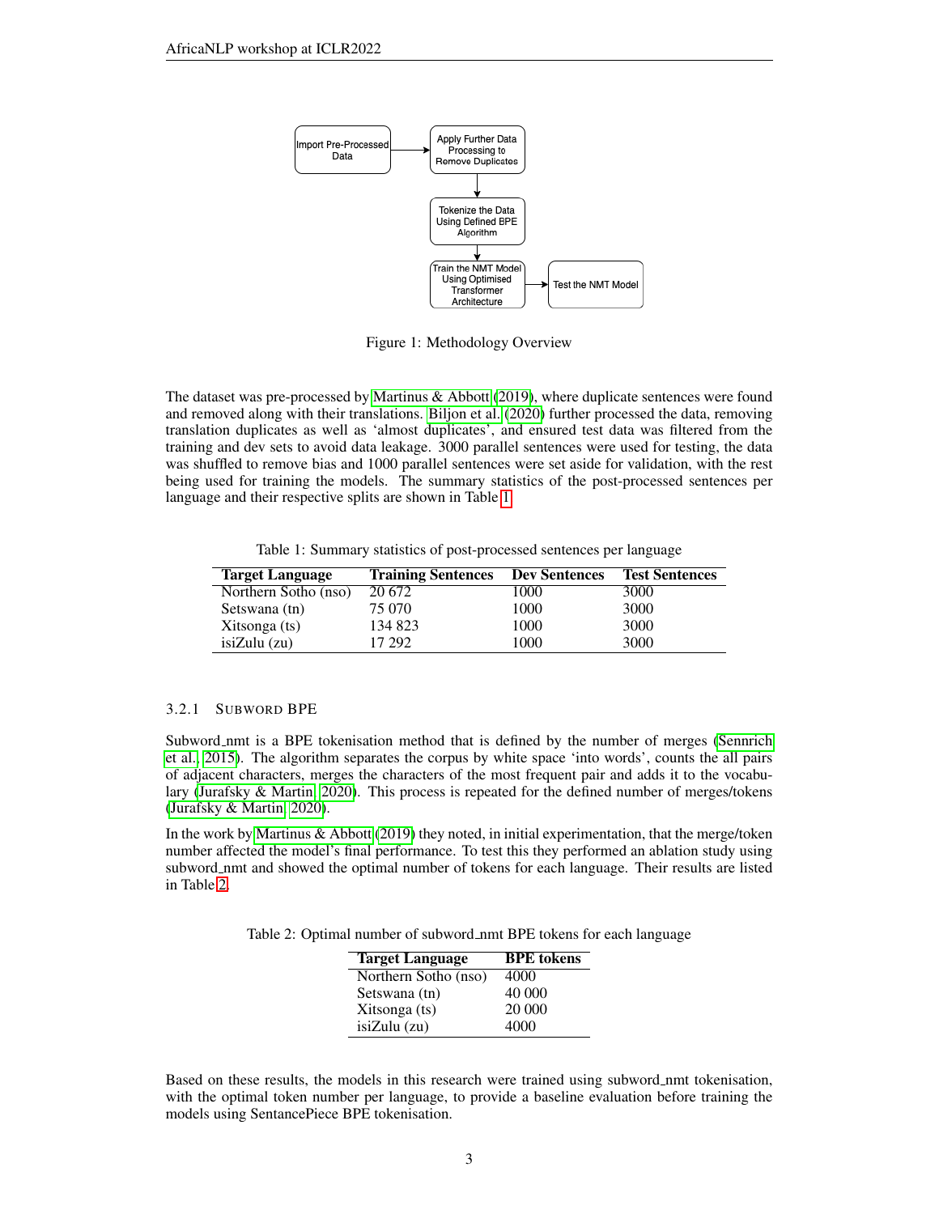Figure 1: Methodology Overview

The dataset was pre-processed by Martinus & Abbott (2019), where duplicate sentences were found and removed along with their translations. Biljon et al. (2020) further processed the data, removing translation duplicates as well as 'almost duplicates', and ensured test data was filtered from the training and dev sets to avoid data leakage. 3000 parallel sentences were used for testing, the data was shuffled to remove bias and 1000 parallel sentences were set aside for validation, with the rest being used for training the models. The summary statistics of the post-processed sentences per language and their respective splits are shown in Table 1.

Table 1: Summary statistics of post-processed sentences per language

| Target Language | Training Sentences | Dev Sentences | Test Sentences |
|---|---|---|---|
| Northern Sotho (nso) | 20 672 | 1000 | 3000 |
| Setswana (tn) | 75 070 | 1000 | 3000 |
| Xitsonga (ts) | 134 823 | 1000 | 3000 |
| isiZulu (zu) | 17 292 | 1000 | 3000 |

#### 3.2.1 Subword BPE

Subword_nmt is a BPE tokenisation method that is defined by the number of merges (Sennrich et al., 2015). The algorithm separates the corpus by white space 'into words', counts the all pairs of adjacent characters, merges the characters of the most frequent pair and adds it to the vocabulary (Jurafsky & Martin, 2020). This process is repeated for the defined number of merges/tokens (Jurafsky & Martin, 2020).

In the work by Martinus & Abbott (2019) they noted, in initial experimentation, that the merge/token number affected the model's final performance. To test this they performed an ablation study using subword_nmt and showed the optimal number of tokens for each language. Their results are listed in Table 2.

Table 2: Optimal number of subword_nmt BPE tokens for each language

| Target Language | BPE tokens |
|---|---|
| Northern Sotho (nso) | 4000 |
| Setswana (tn) | 40 000 |
| Xitsonga (ts) | 20 000 |
| isiZulu (zu) | 4000 |

Based on these results, the models in this research were trained using subword_nmt tokenisation, with the optimal token number per language, to provide a baseline evaluation before training the models using SentancePiece BPE tokenisation.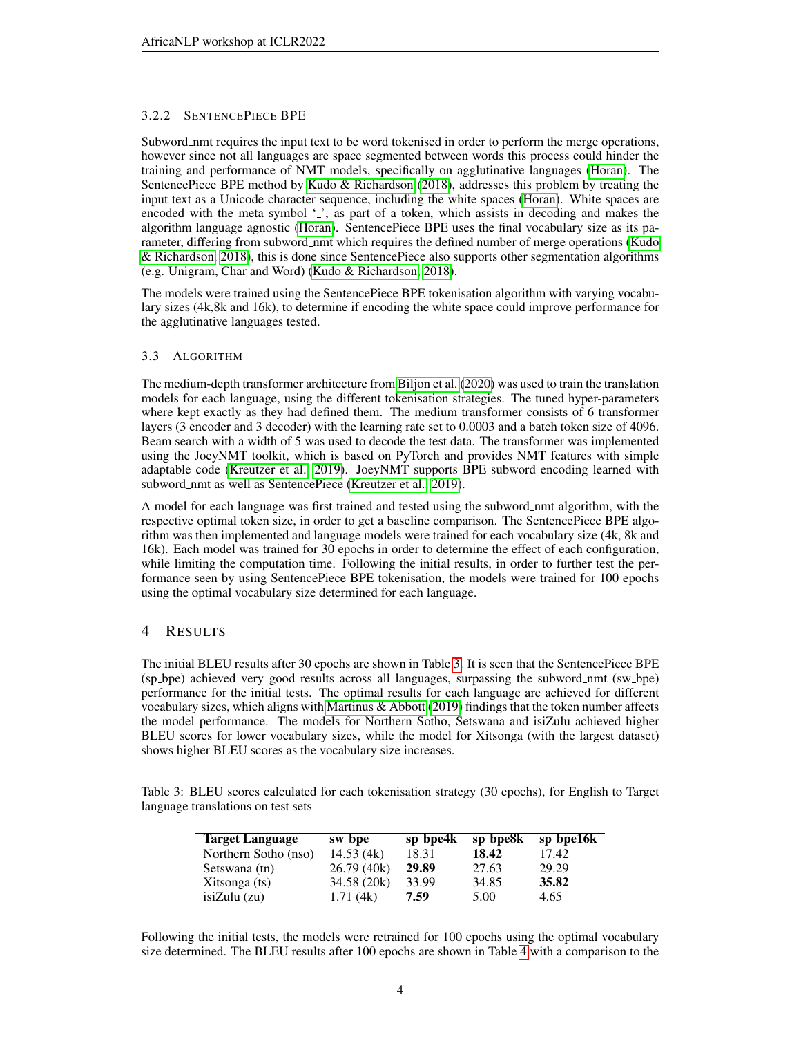### 3.2.2 SentencePiece BPE

Subword_nmt requires the input text to be word tokenised in order to perform the merge operations, however since not all languages are space segmented between words this process could hinder the training and performance of NMT models, specifically on agglutinative languages (Horan). The SentencePiece BPE method by Kudo & Richardson (2018), addresses this problem by treating the input text as a Unicode character sequence, including the white spaces (Horan). White spaces are encoded with the meta symbol '_', as part of a token, which assists in decoding and makes the algorithm language agnostic (Horan). SentencePiece BPE uses the final vocabulary size as its parameter, differing from subword_nmt which requires the defined number of merge operations (Kudo & Richardson, 2018), this is done since SentencePiece also supports other segmentation algorithms (e.g. Unigram, Char and Word) (Kudo & Richardson, 2018).

The models were trained using the SentencePiece BPE tokenisation algorithm with varying vocabulary sizes (4k,8k and 16k), to determine if encoding the white space could improve performance for the agglutinative languages tested.

### 3.3 Algorithm

The medium-depth transformer architecture from Biljon et al. (2020) was used to train the translation models for each language, using the different tokenisation strategies. The tuned hyper-parameters where kept exactly as they had defined them. The medium transformer consists of 6 transformer layers (3 encoder and 3 decoder) with the learning rate set to 0.0003 and a batch token size of 4096. Beam search with a width of 5 was used to decode the test data. The transformer was implemented using the JoeyNMT toolkit, which is based on PyTorch and provides NMT features with simple adaptable code (Kreutzer et al., 2019). JoeyNMT supports BPE subword encoding learned with subword_nmt as well as SentencePiece (Kreutzer et al., 2019).

A model for each language was first trained and tested using the subword_nmt algorithm, with the respective optimal token size, in order to get a baseline comparison. The SentencePiece BPE algorithm was then implemented and language models were trained for each vocabulary size (4k, 8k and 16k). Each model was trained for 30 epochs in order to determine the effect of each configuration, while limiting the computation time. Following the initial results, in order to further test the performance seen by using SentencePiece BPE tokenisation, the models were trained for 100 epochs using the optimal vocabulary size determined for each language.

## 4 Results

The initial BLEU results after 30 epochs are shown in Table 3. It is seen that the SentencePiece BPE (sp_bpe) achieved very good results across all languages, surpassing the subword_nmt (sw_bpe) performance for the initial tests. The optimal results for each language are achieved for different vocabulary sizes, which aligns with Martinus & Abbott (2019) findings that the token number affects the model performance. The models for Northern Sotho, Setswana and isiZulu achieved higher BLEU scores for lower vocabulary sizes, while the model for Xitsonga (with the largest dataset) shows higher BLEU scores as the vocabulary size increases.

Table 3: BLEU scores calculated for each tokenisation strategy (30 epochs), for English to Target language translations on test sets

| Target Language | sw_bpe | sp_bpe4k | sp_bpe8k | sp_bpe16k |
|---|---|---|---|---|
| Northern Sotho (nso) | 14.53 (4k) | 18.31 | **18.42** | 17.42 |
| Setswana (tn) | 26.79 (40k) | **29.89** | 27.63 | 29.29 |
| Xitsonga (ts) | 34.58 (20k) | 33.99 | 34.85 | **35.82** |
| isiZulu (zu) | 1.71 (4k) | **7.59** | 5.00 | 4.65 |

Following the initial tests, the models were retrained for 100 epochs using the optimal vocabulary size determined. The BLEU results after 100 epochs are shown in Table 4 with a comparison to the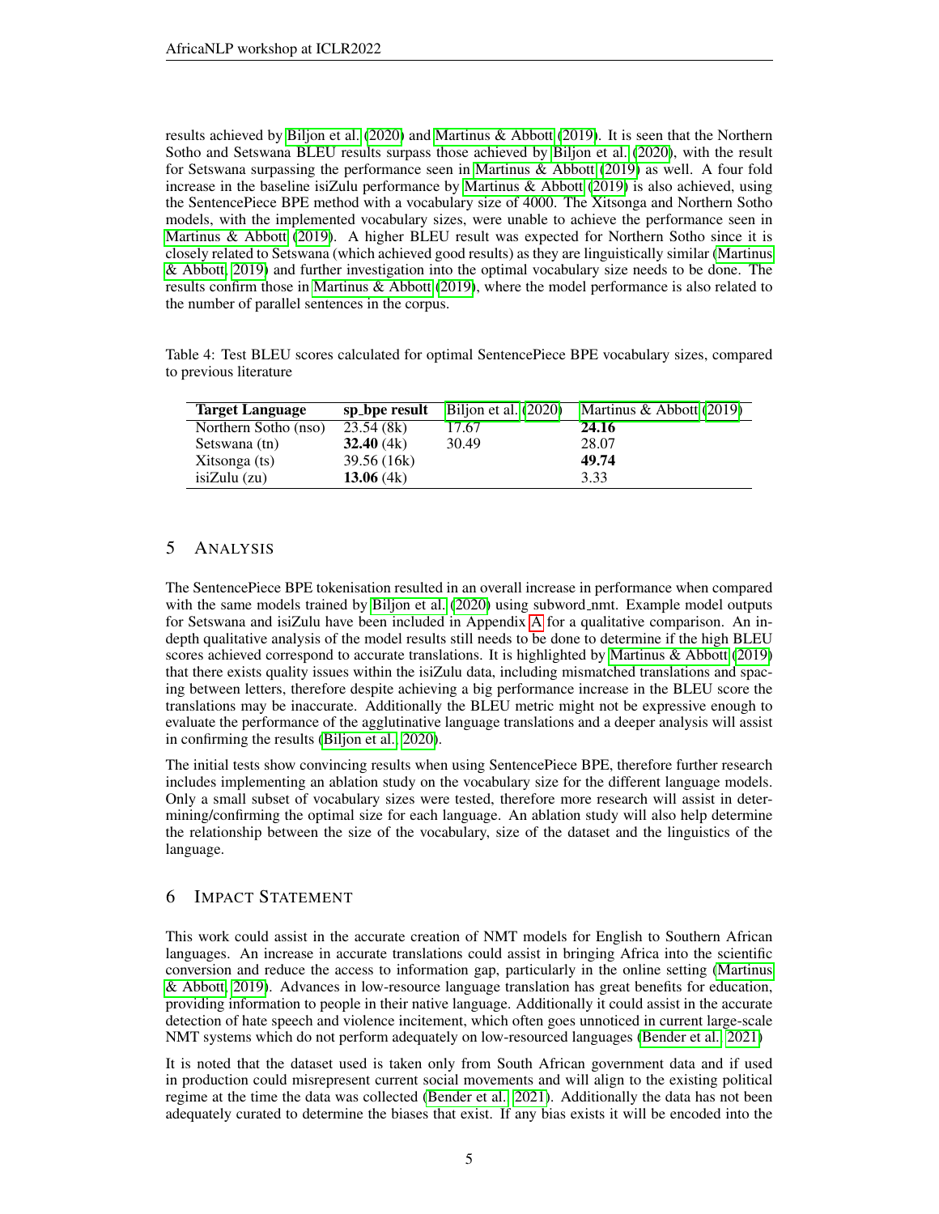results achieved by Biljon et al. (2020) and Martinus & Abbott (2019). It is seen that the Northern Sotho and Setswana BLEU results surpass those achieved by Biljon et al. (2020), with the result for Setswana surpassing the performance seen in Martinus & Abbott (2019) as well. A four fold increase in the baseline isiZulu performance by Martinus & Abbott (2019) is also achieved, using the SentencePiece BPE method with a vocabulary size of 4000. The Xitsonga and Northern Sotho models, with the implemented vocabulary sizes, were unable to achieve the performance seen in Martinus & Abbott (2019). A higher BLEU result was expected for Northern Sotho since it is closely related to Setswana (which achieved good results) as they are linguistically similar (Martinus & Abbott, 2019) and further investigation into the optimal vocabulary size needs to be done. The results confirm those in Martinus & Abbott (2019), where the model performance is also related to the number of parallel sentences in the corpus.

Table 4: Test BLEU scores calculated for optimal SentencePiece BPE vocabulary sizes, compared to previous literature

| Target Language | sp_bpe result | Biljon et al. (2020) | Martinus & Abbott (2019) |
|---|---|---|---|
| Northern Sotho (nso) | 23.54 (8k) | 17.67 | **24.16** |
| Setswana (tn) | **32.40** (4k) | 30.49 | 28.07 |
| Xitsonga (ts) | 39.56 (16k) | | **49.74** |
| isiZulu (zu) | **13.06** (4k) | | 3.33 |

## 5 Analysis

The SentencePiece BPE tokenisation resulted in an overall increase in performance when compared with the same models trained by Biljon et al. (2020) using subword_nmt. Example model outputs for Setswana and isiZulu have been included in Appendix A for a qualitative comparison. An in-depth qualitative analysis of the model results still needs to be done to determine if the high BLEU scores achieved correspond to accurate translations. It is highlighted by Martinus & Abbott (2019) that there exists quality issues within the isiZulu data, including mismatched translations and spacing between letters, therefore despite achieving a big performance increase in the BLEU score the translations may be inaccurate. Additionally the BLEU metric might not be expressive enough to evaluate the performance of the agglutinative language translations and a deeper analysis will assist in confirming the results (Biljon et al., 2020).

The initial tests show convincing results when using SentencePiece BPE, therefore further research includes implementing an ablation study on the vocabulary size for the different language models. Only a small subset of vocabulary sizes were tested, therefore more research will assist in determining/confirming the optimal size for each language. An ablation study will also help determine the relationship between the size of the vocabulary, size of the dataset and the linguistics of the language.

## 6 Impact Statement

This work could assist in the accurate creation of NMT models for English to Southern African languages. An increase in accurate translations could assist in bringing Africa into the scientific conversion and reduce the access to information gap, particularly in the online setting (Martinus & Abbott, 2019). Advances in low-resource language translation has great benefits for education, providing information to people in their native language. Additionally it could assist in the accurate detection of hate speech and violence incitement, which often goes unnoticed in current large-scale NMT systems which do not perform adequately on low-resourced languages (Bender et al., 2021)

It is noted that the dataset used is taken only from South African government data and if used in production could misrepresent current social movements and will align to the existing political regime at the time the data was collected (Bender et al., 2021). Additionally the data has not been adequately curated to determine the biases that exist. If any bias exists it will be encoded into the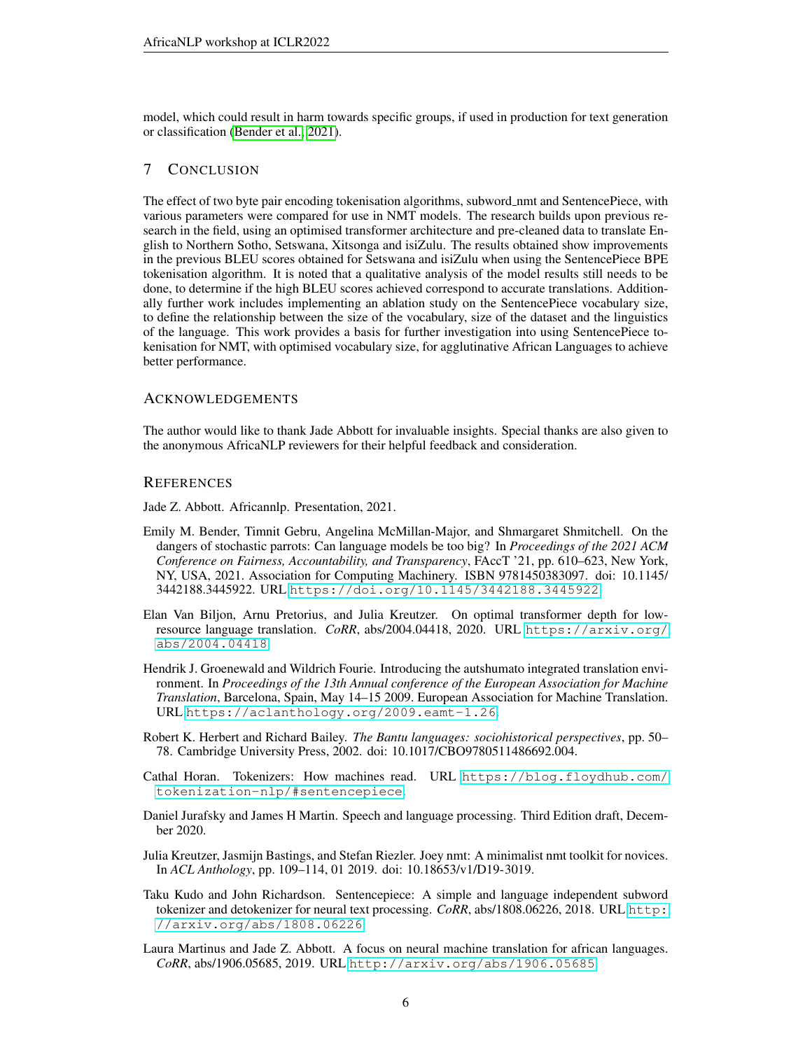model, which could result in harm towards specific groups, if used in production for text generation or classification (Bender et al., 2021).

## 7 Conclusion

The effect of two byte pair encoding tokenisation algorithms, subword_nmt and SentencePiece, with various parameters were compared for use in NMT models. The research builds upon previous research in the field, using an optimised transformer architecture and pre-cleaned data to translate English to Northern Sotho, Setswana, Xitsonga and isiZulu. The results obtained show improvements in the previous BLEU scores obtained for Setswana and isiZulu when using the SentencePiece BPE tokenisation algorithm. It is noted that a qualitative analysis of the model results still needs to be done, to determine if the high BLEU scores achieved correspond to accurate translations. Additionally further work includes implementing an ablation study on the SentencePiece vocabulary size, to define the relationship between the size of the vocabulary, size of the dataset and the linguistics of the language. This work provides a basis for further investigation into using SentencePiece tokenisation for NMT, with optimised vocabulary size, for agglutinative African Languages to achieve better performance.

## Acknowledgements

The author would like to thank Jade Abbott for invaluable insights. Special thanks are also given to the anonymous AfricaNLP reviewers for their helpful feedback and consideration.

## References

Jade Z. Abbott. Africannlp. Presentation, 2021.

Emily M. Bender, Timnit Gebru, Angelina McMillan-Major, and Shmargaret Shmitchell. On the dangers of stochastic parrots: Can language models be too big? In *Proceedings of the 2021 ACM Conference on Fairness, Accountability, and Transparency*, FAccT '21, pp. 610–623, New York, NY, USA, 2021. Association for Computing Machinery. ISBN 9781450383097. doi: 10.1145/3442188.3445922. URL https://doi.org/10.1145/3442188.3445922.

Elan Van Biljon, Arnu Pretorius, and Julia Kreutzer. On optimal transformer depth for low-resource language translation. *CoRR*, abs/2004.04418, 2020. URL https://arxiv.org/abs/2004.04418.

Hendrik J. Groenewald and Wildrich Fourie. Introducing the autshumato integrated translation environment. In *Proceedings of the 13th Annual conference of the European Association for Machine Translation*, Barcelona, Spain, May 14–15 2009. European Association for Machine Translation. URL https://aclanthology.org/2009.eamt-1.26.

Robert K. Herbert and Richard Bailey. *The Bantu languages: sociohistorical perspectives*, pp. 50–78. Cambridge University Press, 2002. doi: 10.1017/CBO9780511486692.004.

Cathal Horan. Tokenizers: How machines read. URL https://blog.floydhub.com/tokenization-nlp/#sentencepiece.

Daniel Jurafsky and James H Martin. Speech and language processing. Third Edition draft, December 2020.

Julia Kreutzer, Jasmijn Bastings, and Stefan Riezler. Joey nmt: A minimalist nmt toolkit for novices. In *ACL Anthology*, pp. 109–114, 01 2019. doi: 10.18653/v1/D19-3019.

Taku Kudo and John Richardson. Sentencepiece: A simple and language independent subword tokenizer and detokenizer for neural text processing. *CoRR*, abs/1808.06226, 2018. URL http://arxiv.org/abs/1808.06226.

Laura Martinus and Jade Z. Abbott. A focus on neural machine translation for african languages. *CoRR*, abs/1906.05685, 2019. URL http://arxiv.org/abs/1906.05685.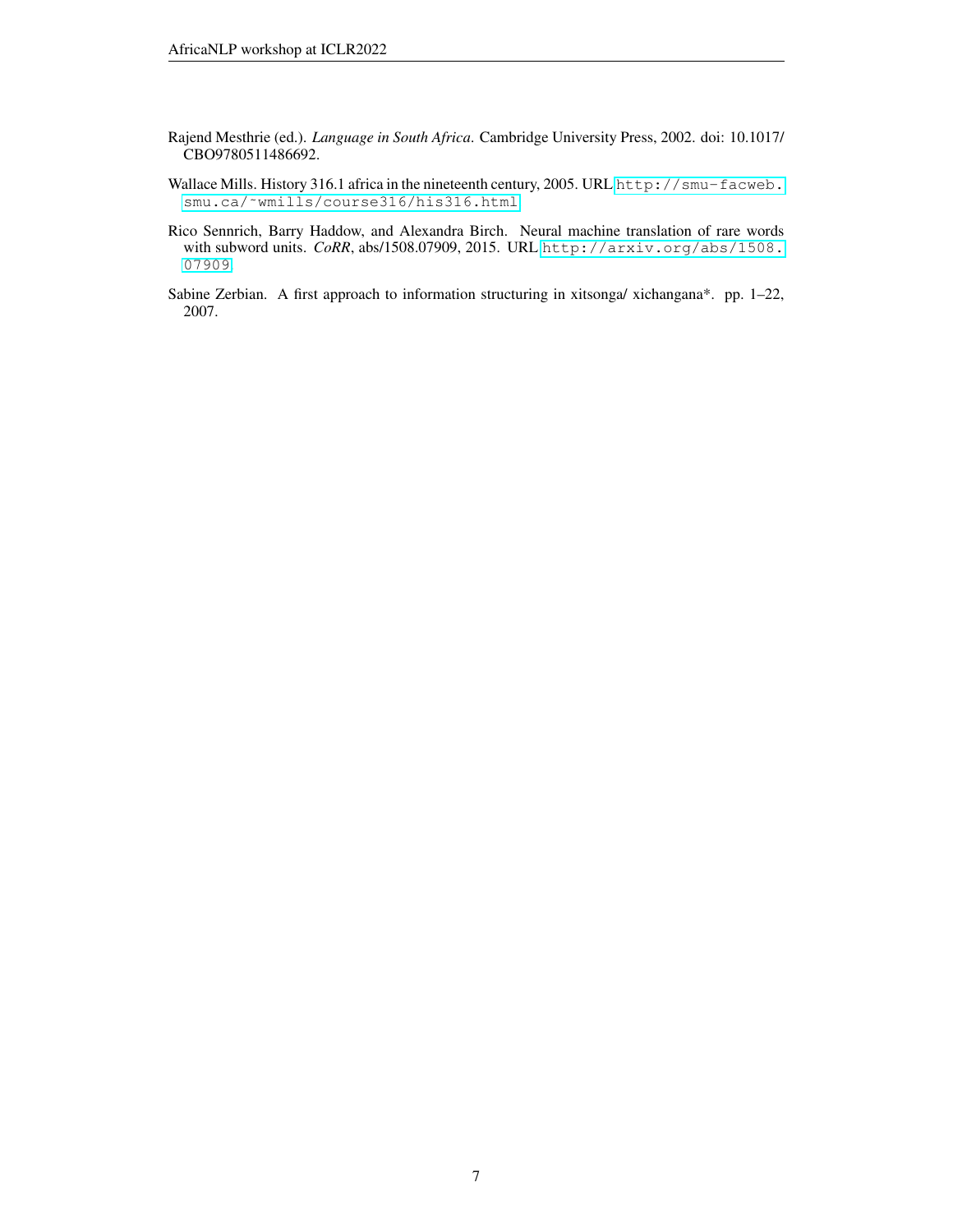Rajend Mesthrie (ed.). *Language in South Africa*. Cambridge University Press, 2002. doi: 10.1017/CBO9780511486692.

Wallace Mills. History 316.1 africa in the nineteenth century, 2005. URL http://smu-facweb.smu.ca/~wmills/course316/his316.html.

Rico Sennrich, Barry Haddow, and Alexandra Birch. Neural machine translation of rare words with subword units. *CoRR*, abs/1508.07909, 2015. URL http://arxiv.org/abs/1508.07909.

Sabine Zerbian. A first approach to information structuring in xitsonga/ xichangana*. pp. 1–22, 2007.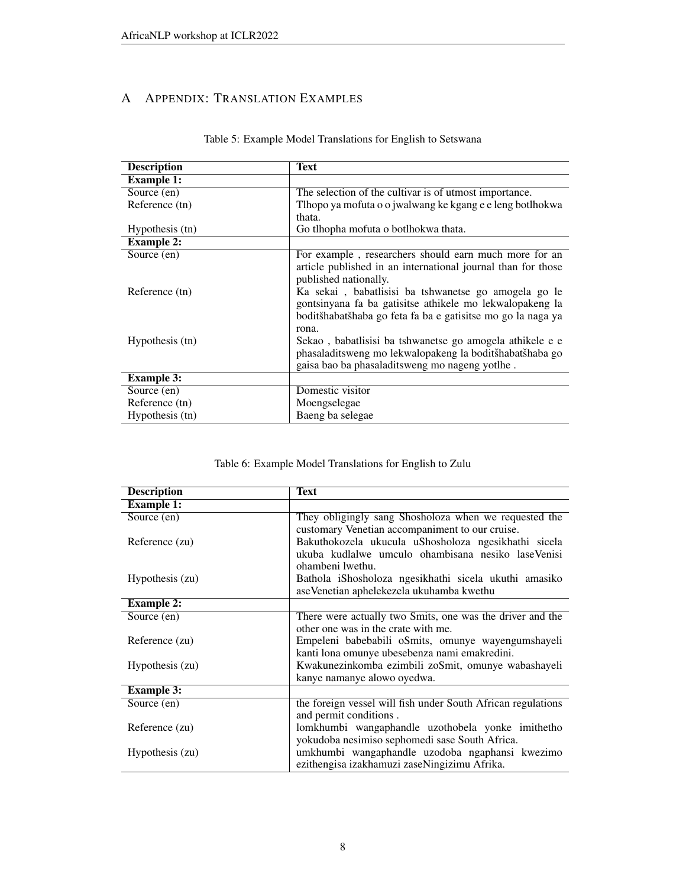# A Appendix: Translation Examples

Table 5: Example Model Translations for English to Setswana

| Description | Text |
|---|---|
| **Example 1:** | |
| Source (en) | The selection of the cultivar is of utmost importance. |
| Reference (tn) | Tlhopo ya mofuta o o jwalwang ke kgang e e leng botlhokwa thata. |
| Hypothesis (tn) | Go tlhopha mofuta o botlhokwa thata. |
| **Example 2:** | |
| Source (en) | For example , researchers should earn much more for an article published in an international journal than for those published nationally. |
| Reference (tn) | Ka sekai , babatlisisi ba tshwanetse go amogela go le gontsinyana fa ba gatisitse athikele mo lekwalopakeng la boditšhabatšhaba go feta fa ba e gatisitse mo go la naga ya rona. |
| Hypothesis (tn) | Sekao , babatlisisi ba tshwanetse go amogela athikele e e phasaladitsweng mo lekwalopakeng la boditšhabatšhaba go gaisa bao ba phasaladitsweng mo nageng yotlhe . |
| **Example 3:** | |
| Source (en) | Domestic visitor |
| Reference (tn) | Moengselegae |
| Hypothesis (tn) | Baeng ba selegae |

Table 6: Example Model Translations for English to Zulu

| Description | Text |
|---|---|
| **Example 1:** | |
| Source (en) | They obligingly sang Shosholoza when we requested the customary Venetian accompaniment to our cruise. |
| Reference (zu) | Bakuthokozela ukucula uShosholoza ngesikhathi sicela ukuba kudlalwe umculo ohambisana nesiko laseVenisi ohambeni lwethu. |
| Hypothesis (zu) | Bathola iShosholoza ngesikhathi sicela ukuthi amasiko aseVenetian aphelekezela ukuhamba kwethu |
| **Example 2:** | |
| Source (en) | There were actually two Smits, one was the driver and the other one was in the crate with me. |
| Reference (zu) | Empeleni babebabili oSmits, omunye wayengumshayeli kanti lona omunye ubesebenza nami emakredini. |
| Hypothesis (zu) | Kwakunezinkomba ezimbili zoSmit, omunye wabashayeli kanye namanye alowo oyedwa. |
| **Example 3:** | |
| Source (en) | the foreign vessel will fish under South African regulations and permit conditions . |
| Reference (zu) | lomkhumbi wangaphandle uzothobela yonke imithetho yokudoba nesimiso sephomedi sase South Africa. |
| Hypothesis (zu) | umkhumbi wangaphandle uzodoba ngaphansi kwezimo ezithengisa izakhamuzi zaseNingizimu Afrika. |